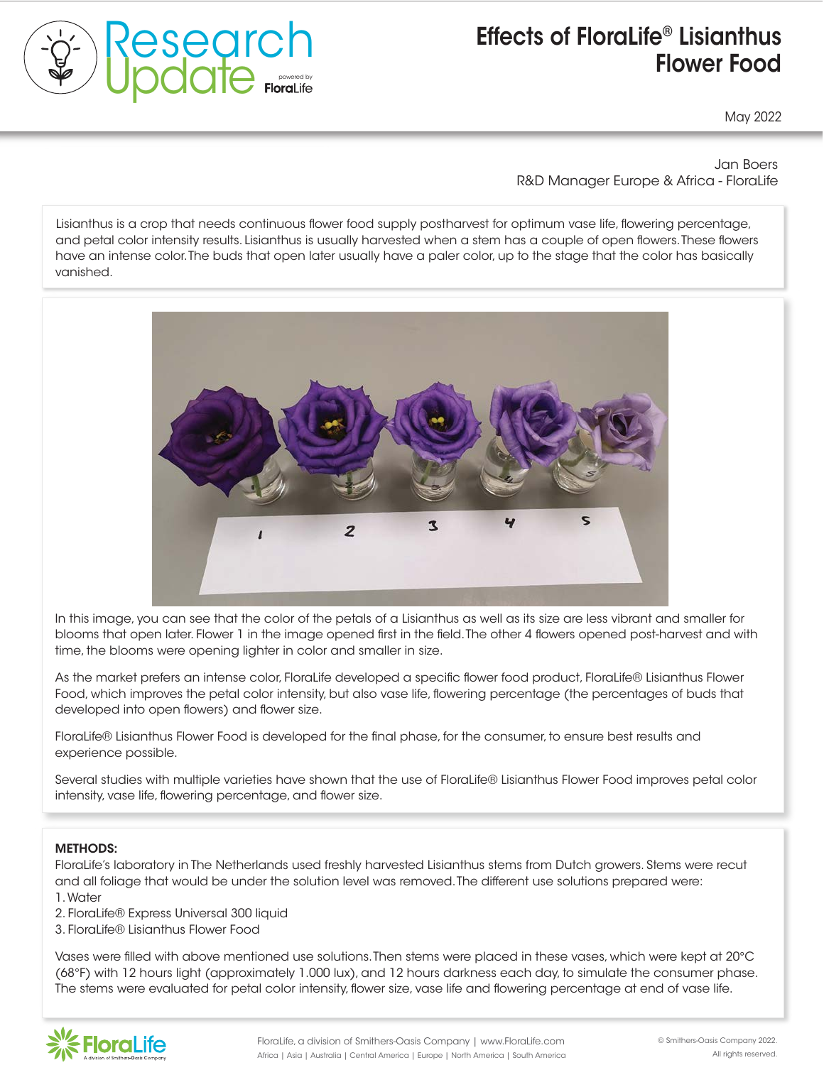# Effects of FloraLife® Lisianthus Flower Food

May 2022

Jan Boers
R&D Manager Europe & Africa - FloraLife

Lisianthus is a crop that needs continuous flower food supply postharvest for optimum vase life, flowering percentage, and petal color intensity results. Lisianthus is usually harvested when a stem has a couple of open flowers. These flowers have an intense color. The buds that open later usually have a paler color, up to the stage that the color has basically vanished.

In this image, you can see that the color of the petals of a Lisianthus as well as its size are less vibrant and smaller for blooms that open later. Flower 1 in the image opened first in the field. The other 4 flowers opened post-harvest and with time, the blooms were opening lighter in color and smaller in size.

As the market prefers an intense color, FloraLife developed a specific flower food product, FloraLife® Lisianthus Flower Food, which improves the petal color intensity, but also vase life, flowering percentage (the percentages of buds that developed into open flowers) and flower size.

FloraLife® Lisianthus Flower Food is developed for the final phase, for the consumer, to ensure best results and experience possible.

Several studies with multiple varieties have shown that the use of FloraLife® Lisianthus Flower Food improves petal color intensity, vase life, flowering percentage, and flower size.

**METHODS:**

FloraLife's laboratory in The Netherlands used freshly harvested Lisianthus stems from Dutch growers. Stems were recut and all foliage that would be under the solution level was removed. The different use solutions prepared were:

1. Water
2. FloraLife® Express Universal 300 liquid
3. FloraLife® Lisianthus Flower Food

Vases were filled with above mentioned use solutions. Then stems were placed in these vases, which were kept at 20°C (68°F) with 12 hours light (approximately 1.000 lux), and 12 hours darkness each day, to simulate the consumer phase. The stems were evaluated for petal color intensity, flower size, vase life and flowering percentage at end of vase life.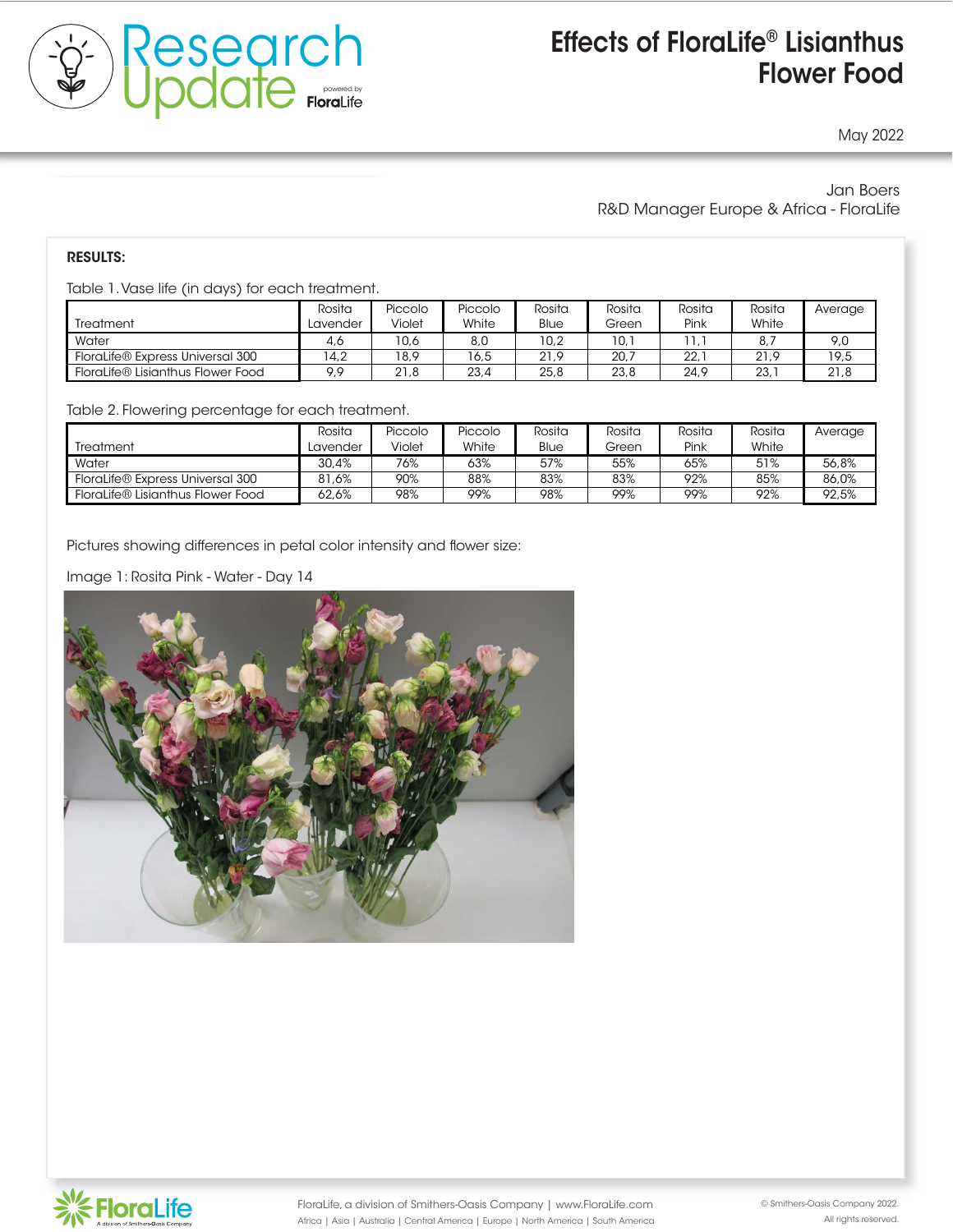**RESULTS:**

Table 1. Vase life (in days) for each treatment.

| Treatment | Rosita Lavender | Piccolo Violet | Piccolo White | Rosita Blue | Rosita Green | Rosita Pink | Rosita White | Average |
|---|---|---|---|---|---|---|---|---|
| Water | 4,6 | 10,6 | 8,0 | 10,2 | 10,1 | 11,1 | 8,7 | 9,0 |
| FloraLife® Express Universal 300 | 14,2 | 18,9 | 16,5 | 21,9 | 20,7 | 22,1 | 21,9 | 19,5 |
| FloraLife® Lisianthus Flower Food | 9,9 | 21,8 | 23,4 | 25,8 | 23,8 | 24,9 | 23,1 | 21,8 |

Table 2. Flowering percentage for each treatment.

| Treatment | Rosita Lavender | Piccolo Violet | Piccolo White | Rosita Blue | Rosita Green | Rosita Pink | Rosita White | Average |
|---|---|---|---|---|---|---|---|---|
| Water | 30,4% | 76% | 63% | 57% | 55% | 65% | 51% | 56,8% |
| FloraLife® Express Universal 300 | 81,6% | 90% | 88% | 83% | 83% | 92% | 85% | 86,0% |
| FloraLife® Lisianthus Flower Food | 62,6% | 98% | 99% | 98% | 99% | 99% | 92% | 92,5% |

Pictures showing differences in petal color intensity and flower size:

Image 1: Rosita Pink - Water - Day 14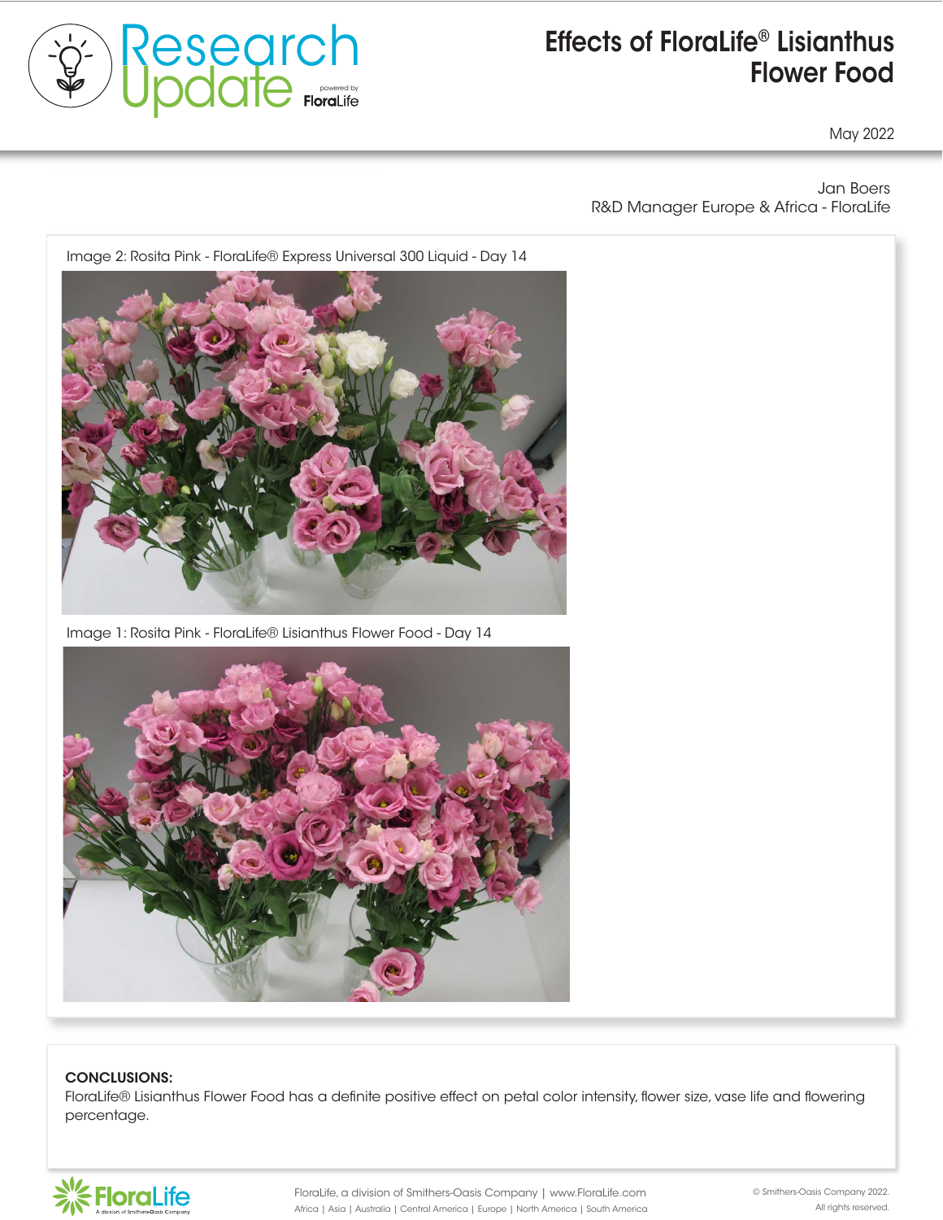# Effects of FloraLife® Lisianthus Flower Food

May 2022

Jan Boers
R&D Manager Europe & Africa - FloraLife

Image 2: Rosita Pink - FloraLife® Express Universal 300 Liquid - Day 14

Image 1: Rosita Pink - FloraLife® Lisianthus Flower Food - Day 14

**CONCLUSIONS:**
FloraLife® Lisianthus Flower Food has a definite positive effect on petal color intensity, flower size, vase life and flowering percentage.

FloraLife, a division of Smithers-Oasis Company | www.FloraLife.com
Africa | Asia | Australia | Central America | Europe | North America | South America

© Smithers-Oasis Company 2022.
All rights reserved.